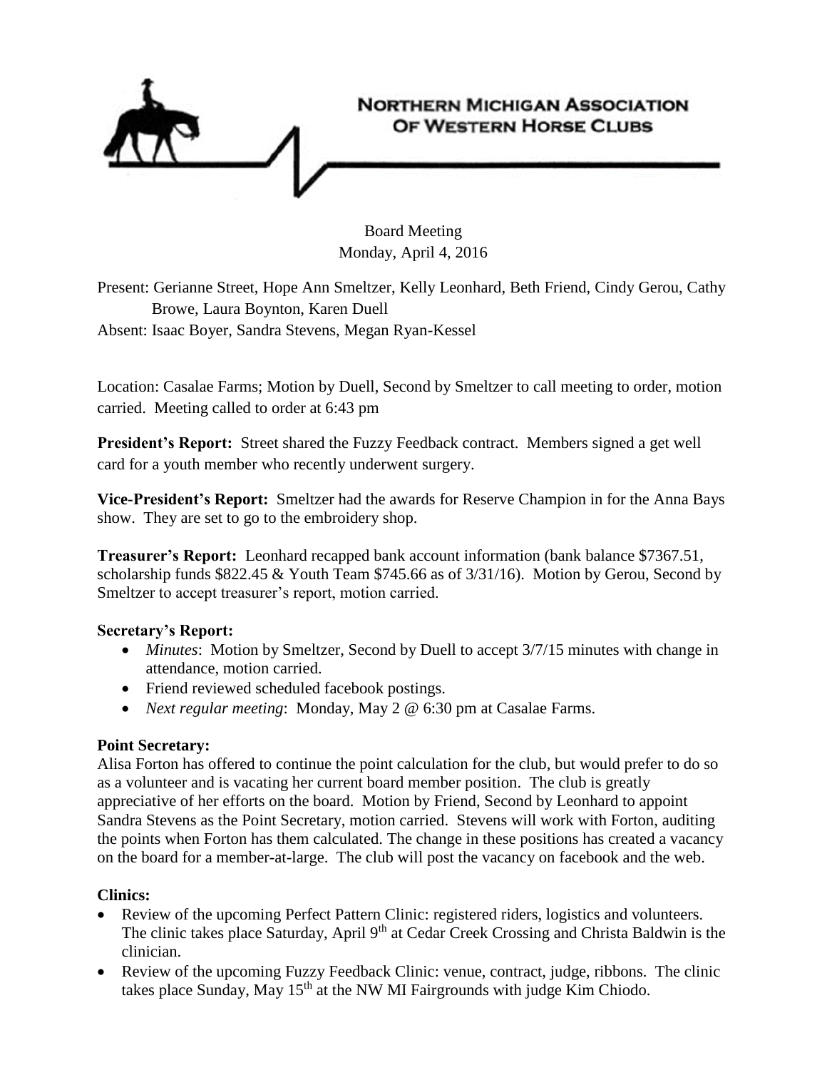# NORTHERN MICHIGAN ASSOCIATION OF WESTERN HORSE CLUBS

Board Meeting
Monday, April 4, 2016

Present: Gerianne Street, Hope Ann Smeltzer, Kelly Leonhard, Beth Friend, Cindy Gerou, Cathy Browe, Laura Boynton, Karen Duell
Absent: Isaac Boyer, Sandra Stevens, Megan Ryan-Kessel

Location: Casalae Farms; Motion by Duell, Second by Smeltzer to call meeting to order, motion carried. Meeting called to order at 6:43 pm

**President's Report:** Street shared the Fuzzy Feedback contract. Members signed a get well card for a youth member who recently underwent surgery.

**Vice-President's Report:** Smeltzer had the awards for Reserve Champion in for the Anna Bays show. They are set to go to the embroidery shop.

**Treasurer's Report:** Leonhard recapped bank account information (bank balance $7367.51, scholarship funds $822.45 & Youth Team $745.66 as of 3/31/16). Motion by Gerou, Second by Smeltzer to accept treasurer's report, motion carried.

**Secretary's Report:**

- *Minutes*: Motion by Smeltzer, Second by Duell to accept 3/7/15 minutes with change in attendance, motion carried.
- Friend reviewed scheduled facebook postings.
- *Next regular meeting*: Monday, May 2 @ 6:30 pm at Casalae Farms.

**Point Secretary:**
Alisa Forton has offered to continue the point calculation for the club, but would prefer to do so as a volunteer and is vacating her current board member position. The club is greatly appreciative of her efforts on the board. Motion by Friend, Second by Leonhard to appoint Sandra Stevens as the Point Secretary, motion carried. Stevens will work with Forton, auditing the points when Forton has them calculated. The change in these positions has created a vacancy on the board for a member-at-large. The club will post the vacancy on facebook and the web.

**Clinics:**

- Review of the upcoming Perfect Pattern Clinic: registered riders, logistics and volunteers. The clinic takes place Saturday, April 9th at Cedar Creek Crossing and Christa Baldwin is the clinician.
- Review of the upcoming Fuzzy Feedback Clinic: venue, contract, judge, ribbons. The clinic takes place Sunday, May 15th at the NW MI Fairgrounds with judge Kim Chiodo.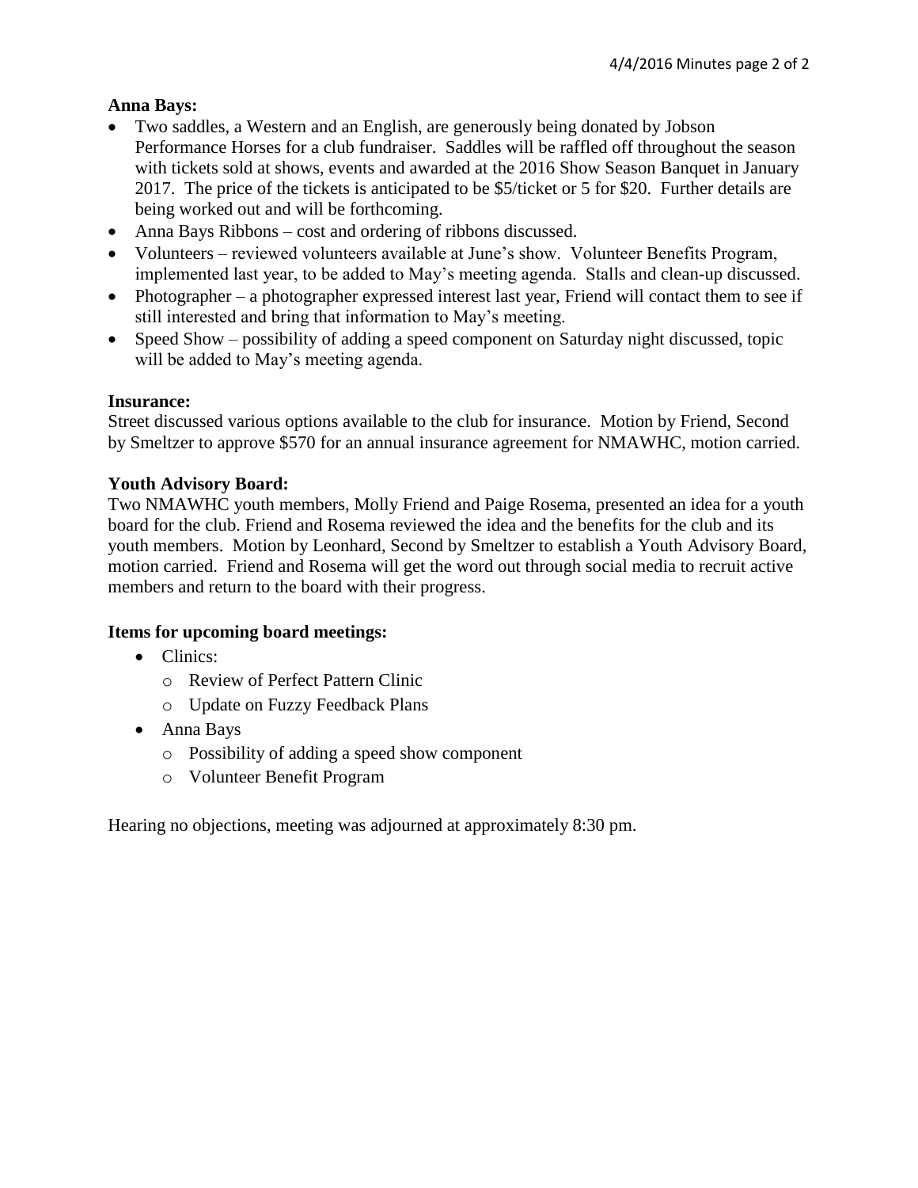**Anna Bays:**

- Two saddles, a Western and an English, are generously being donated by Jobson Performance Horses for a club fundraiser. Saddles will be raffled off throughout the season with tickets sold at shows, events and awarded at the 2016 Show Season Banquet in January 2017. The price of the tickets is anticipated to be $5/ticket or 5 for $20. Further details are being worked out and will be forthcoming.
- Anna Bays Ribbons – cost and ordering of ribbons discussed.
- Volunteers – reviewed volunteers available at June's show. Volunteer Benefits Program, implemented last year, to be added to May's meeting agenda. Stalls and clean-up discussed.
- Photographer – a photographer expressed interest last year, Friend will contact them to see if still interested and bring that information to May's meeting.
- Speed Show – possibility of adding a speed component on Saturday night discussed, topic will be added to May's meeting agenda.

**Insurance:**

Street discussed various options available to the club for insurance. Motion by Friend, Second by Smeltzer to approve $570 for an annual insurance agreement for NMAWHC, motion carried.

**Youth Advisory Board:**

Two NMAWHC youth members, Molly Friend and Paige Rosema, presented an idea for a youth board for the club. Friend and Rosema reviewed the idea and the benefits for the club and its youth members. Motion by Leonhard, Second by Smeltzer to establish a Youth Advisory Board, motion carried. Friend and Rosema will get the word out through social media to recruit active members and return to the board with their progress.

**Items for upcoming board meetings:**

- Clinics:
  - Review of Perfect Pattern Clinic
  - Update on Fuzzy Feedback Plans
- Anna Bays
  - Possibility of adding a speed show component
  - Volunteer Benefit Program

Hearing no objections, meeting was adjourned at approximately 8:30 pm.